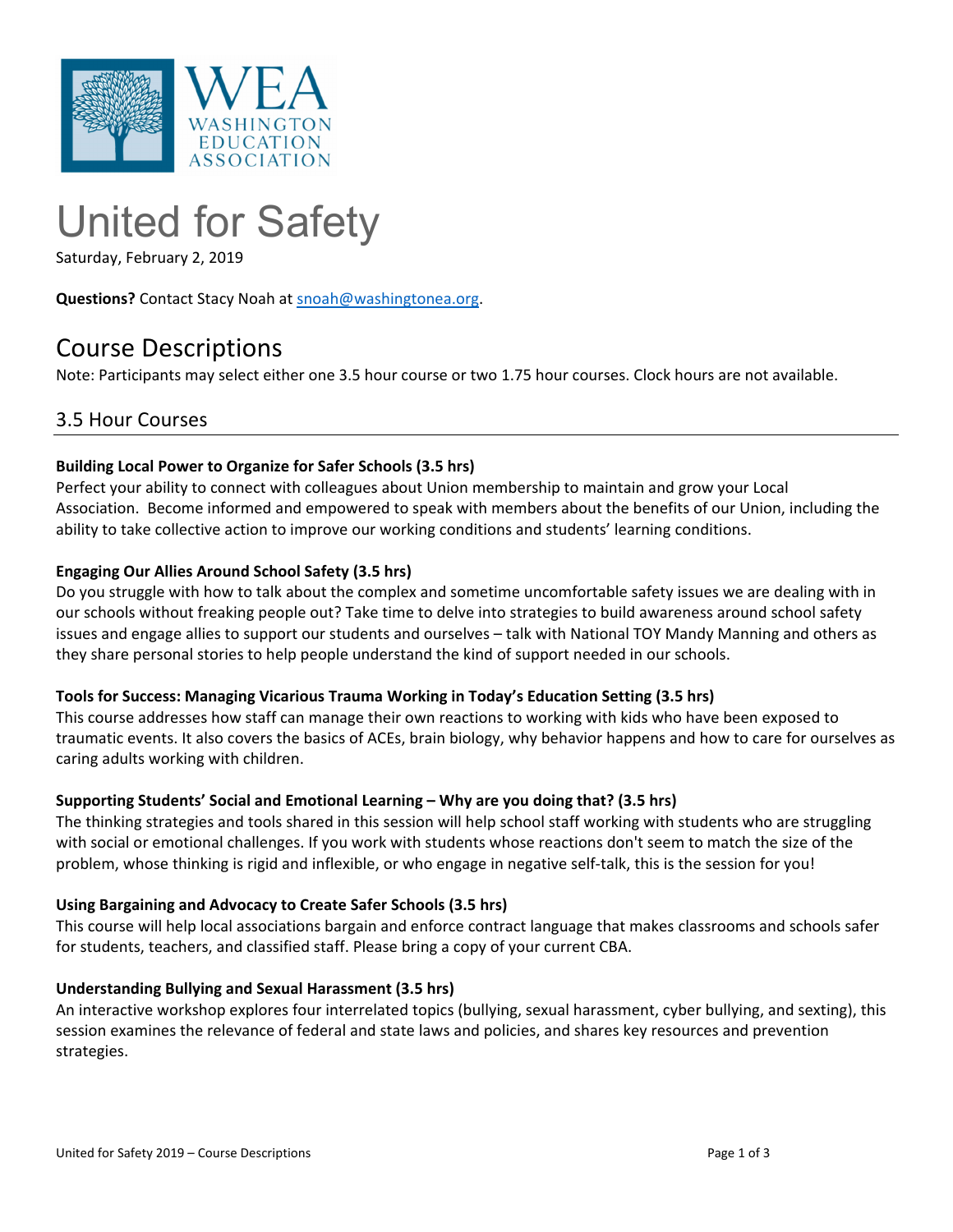# United for Safety

Saturday, February 2, 2019

**Questions?** Contact Stacy Noah at snoah@washingtonea.org.

## Course Descriptions

Note: Participants may select either one 3.5 hour course or two 1.75 hour courses. Clock hours are not available.

### 3.5 Hour Courses

**Building Local Power to Organize for Safer Schools (3.5 hrs)**
Perfect your ability to connect with colleagues about Union membership to maintain and grow your Local Association. Become informed and empowered to speak with members about the benefits of our Union, including the ability to take collective action to improve our working conditions and students' learning conditions.

**Engaging Our Allies Around School Safety (3.5 hrs)**
Do you struggle with how to talk about the complex and sometime uncomfortable safety issues we are dealing with in our schools without freaking people out? Take time to delve into strategies to build awareness around school safety issues and engage allies to support our students and ourselves – talk with National TOY Mandy Manning and others as they share personal stories to help people understand the kind of support needed in our schools.

**Tools for Success: Managing Vicarious Trauma Working in Today's Education Setting (3.5 hrs)**
This course addresses how staff can manage their own reactions to working with kids who have been exposed to traumatic events. It also covers the basics of ACEs, brain biology, why behavior happens and how to care for ourselves as caring adults working with children.

**Supporting Students' Social and Emotional Learning – Why are you doing that? (3.5 hrs)**
The thinking strategies and tools shared in this session will help school staff working with students who are struggling with social or emotional challenges. If you work with students whose reactions don't seem to match the size of the problem, whose thinking is rigid and inflexible, or who engage in negative self-talk, this is the session for you!

**Using Bargaining and Advocacy to Create Safer Schools (3.5 hrs)**
This course will help local associations bargain and enforce contract language that makes classrooms and schools safer for students, teachers, and classified staff. Please bring a copy of your current CBA.

**Understanding Bullying and Sexual Harassment (3.5 hrs)**
An interactive workshop explores four interrelated topics (bullying, sexual harassment, cyber bullying, and sexting), this session examines the relevance of federal and state laws and policies, and shares key resources and prevention strategies.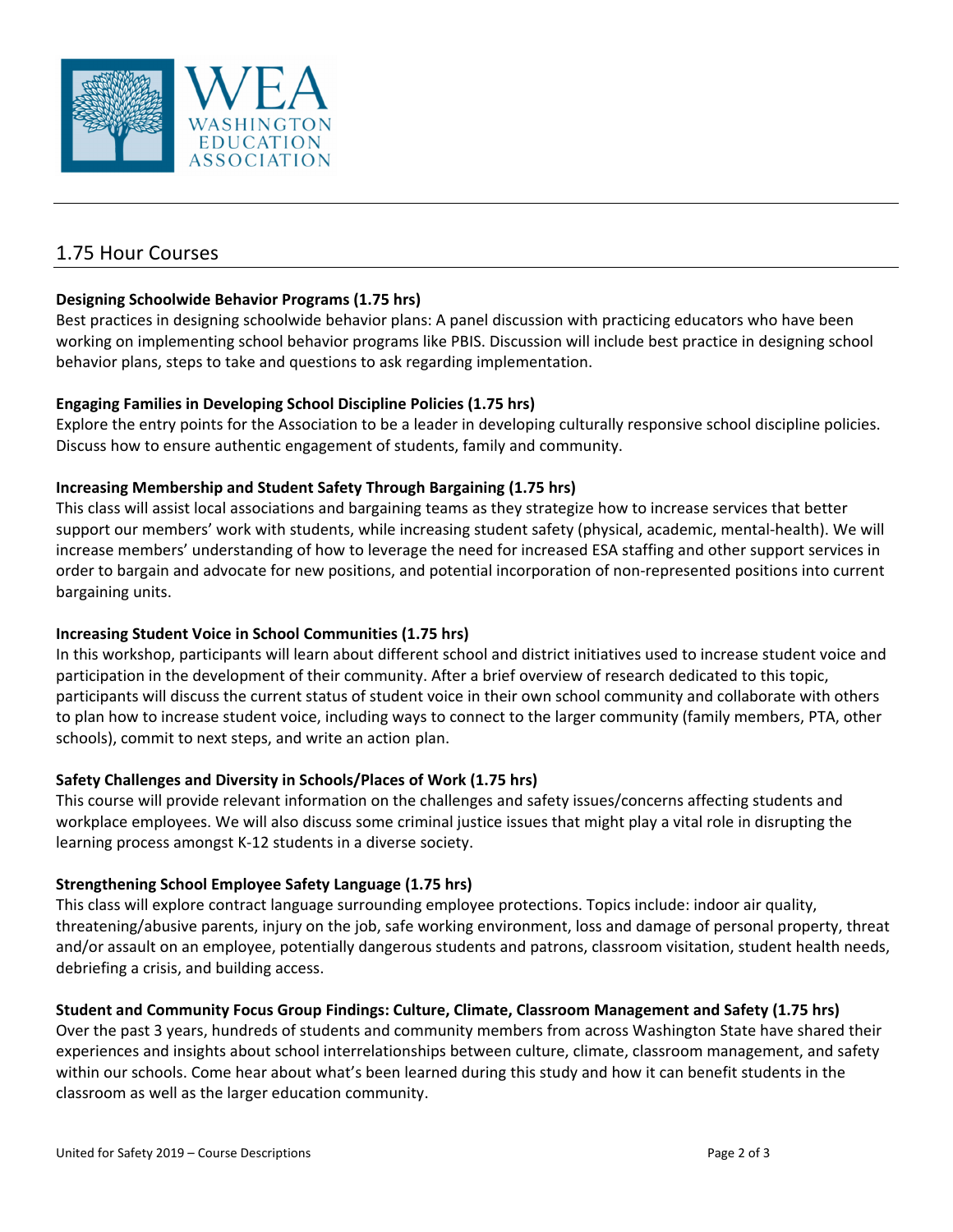## 1.75 Hour Courses

**Designing Schoolwide Behavior Programs (1.75 hrs)**
Best practices in designing schoolwide behavior plans: A panel discussion with practicing educators who have been working on implementing school behavior programs like PBIS. Discussion will include best practice in designing school behavior plans, steps to take and questions to ask regarding implementation.

**Engaging Families in Developing School Discipline Policies (1.75 hrs)**
Explore the entry points for the Association to be a leader in developing culturally responsive school discipline policies. Discuss how to ensure authentic engagement of students, family and community.

**Increasing Membership and Student Safety Through Bargaining (1.75 hrs)**
This class will assist local associations and bargaining teams as they strategize how to increase services that better support our members' work with students, while increasing student safety (physical, academic, mental-health). We will increase members' understanding of how to leverage the need for increased ESA staffing and other support services in order to bargain and advocate for new positions, and potential incorporation of non-represented positions into current bargaining units.

**Increasing Student Voice in School Communities (1.75 hrs)**
In this workshop, participants will learn about different school and district initiatives used to increase student voice and participation in the development of their community. After a brief overview of research dedicated to this topic, participants will discuss the current status of student voice in their own school community and collaborate with others to plan how to increase student voice, including ways to connect to the larger community (family members, PTA, other schools), commit to next steps, and write an action plan.

**Safety Challenges and Diversity in Schools/Places of Work (1.75 hrs)**
This course will provide relevant information on the challenges and safety issues/concerns affecting students and workplace employees. We will also discuss some criminal justice issues that might play a vital role in disrupting the learning process amongst K-12 students in a diverse society.

**Strengthening School Employee Safety Language (1.75 hrs)**
This class will explore contract language surrounding employee protections. Topics include: indoor air quality, threatening/abusive parents, injury on the job, safe working environment, loss and damage of personal property, threat and/or assault on an employee, potentially dangerous students and patrons, classroom visitation, student health needs, debriefing a crisis, and building access.

**Student and Community Focus Group Findings: Culture, Climate, Classroom Management and Safety (1.75 hrs)**
Over the past 3 years, hundreds of students and community members from across Washington State have shared their experiences and insights about school interrelationships between culture, climate, classroom management, and safety within our schools. Come hear about what's been learned during this study and how it can benefit students in the classroom as well as the larger education community.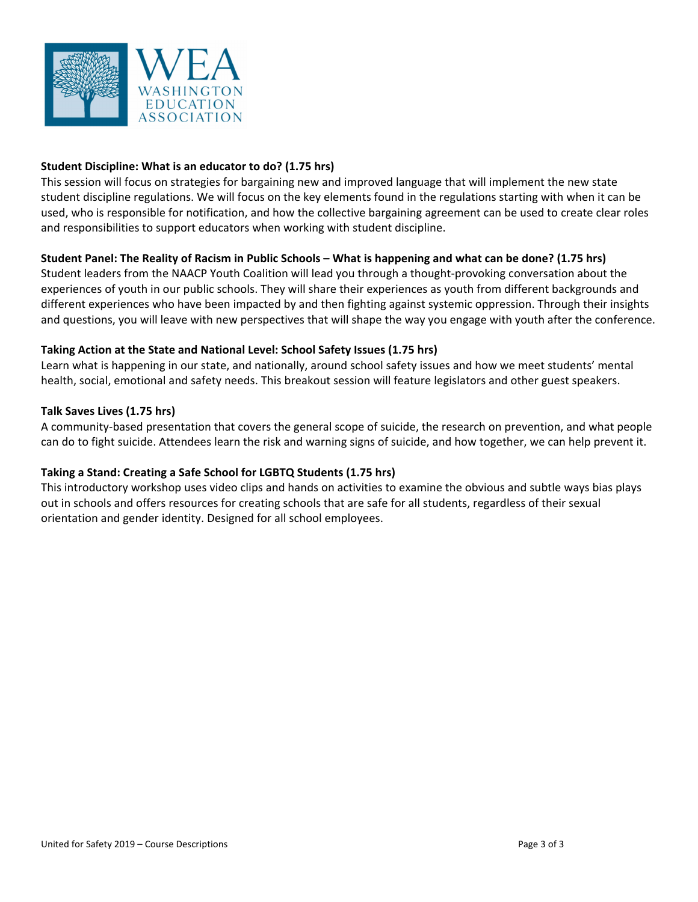**Student Discipline: What is an educator to do? (1.75 hrs)**
This session will focus on strategies for bargaining new and improved language that will implement the new state student discipline regulations. We will focus on the key elements found in the regulations starting with when it can be used, who is responsible for notification, and how the collective bargaining agreement can be used to create clear roles and responsibilities to support educators when working with student discipline.

**Student Panel: The Reality of Racism in Public Schools – What is happening and what can be done? (1.75 hrs)**
Student leaders from the NAACP Youth Coalition will lead you through a thought-provoking conversation about the experiences of youth in our public schools. They will share their experiences as youth from different backgrounds and different experiences who have been impacted by and then fighting against systemic oppression. Through their insights and questions, you will leave with new perspectives that will shape the way you engage with youth after the conference.

**Taking Action at the State and National Level: School Safety Issues (1.75 hrs)**
Learn what is happening in our state, and nationally, around school safety issues and how we meet students' mental health, social, emotional and safety needs. This breakout session will feature legislators and other guest speakers.

**Talk Saves Lives (1.75 hrs)**
A community-based presentation that covers the general scope of suicide, the research on prevention, and what people can do to fight suicide. Attendees learn the risk and warning signs of suicide, and how together, we can help prevent it.

**Taking a Stand: Creating a Safe School for LGBTQ Students (1.75 hrs)**
This introductory workshop uses video clips and hands on activities to examine the obvious and subtle ways bias plays out in schools and offers resources for creating schools that are safe for all students, regardless of their sexual orientation and gender identity. Designed for all school employees.